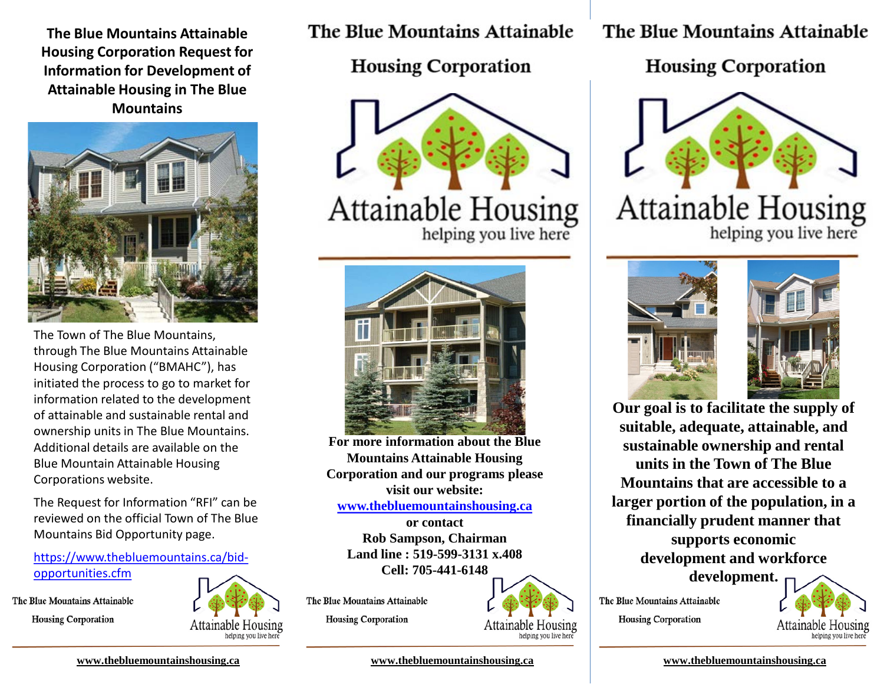## The Blue Mountains Attainable Housing Corporation Request for Information for Development of Attainable Housing in The Blue Mountains

The Town of The Blue Mountains, through The Blue Mountains Attainable Housing Corporation ("BMAHC"), has initiated the process to go to market for information related to the development of attainable and sustainable rental and ownership units in The Blue Mountains. Additional details are available on the Blue Mountain Attainable Housing Corporations website.

The Request for Information "RFI" can be reviewed on the official Town of The Blue Mountains Bid Opportunity page.

https://www.thebluemountains.ca/bid-opportunities.cfm

The Blue Mountains Attainable Housing Corporation

Attainable Housing
helping you live here

www.thebluemountainshousing.ca

# The Blue Mountains Attainable Housing Corporation

Attainable Housing
helping you live here

**For more information about the Blue Mountains Attainable Housing Corporation and our programs please visit our website:**
**www.thebluemountainshousing.ca**
**or contact**
**Rob Sampson, Chairman**
**Land line : 519-599-3131 x.408**
**Cell: 705-441-6148**

The Blue Mountains Attainable Housing Corporation

Attainable Housing
helping you live here

www.thebluemountainshousing.ca

# The Blue Mountains Attainable Housing Corporation

Attainable Housing
helping you live here

**Our goal is to facilitate the supply of suitable, adequate, attainable, and sustainable ownership and rental units in the Town of The Blue Mountains that are accessible to a larger portion of the population, in a financially prudent manner that supports economic development and workforce development.**

The Blue Mountains Attainable Housing Corporation

Attainable Housing
helping you live here

www.thebluemountainshousing.ca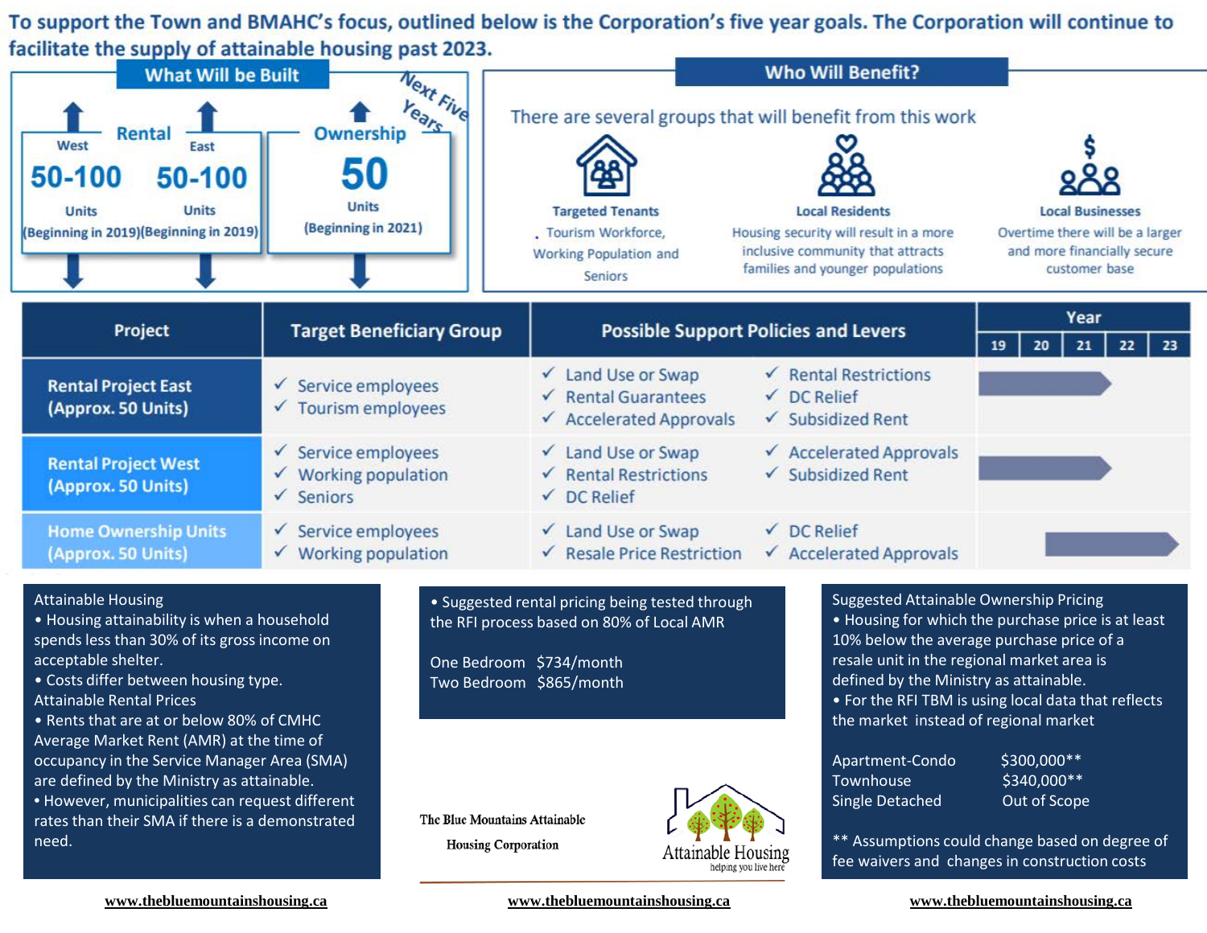**To support the Town and BMAHC's focus, outlined below is the Corporation's five year goals. The Corporation will continue to facilitate the supply of attainable housing past 2023.**

## What Will be Built

*Next Five Years*

**Rental**

| West | East |
|---|---|
| **50-100** Units (Beginning in 2019) | **50-100** Units (Beginning in 2019) |

**Ownership**

**50** Units (Beginning in 2021)

## Who Will Benefit?

There are several groups that will benefit from this work

**Targeted Tenants**
Tourism Workforce, Working Population and Seniors

**Local Residents**
Housing security will result in a more inclusive community that attracts families and younger populations

**Local Businesses**
Overtime there will be a larger and more financially secure customer base

| Project | Target Beneficiary Group | Possible Support Policies and Levers | 19 | 20 | 21 | 22 | 23 |
|---|---|---|---|---|---|---|---|
| Rental Project East (Approx. 50 Units) | ✓ Service employees<br>✓ Tourism employees | ✓ Land Use or Swap<br>✓ Rental Guarantees<br>✓ Accelerated Approvals<br>✓ Rental Restrictions<br>✓ DC Relief<br>✓ Subsidized Rent | ▬ | ▬ | ▬ | | |
| Rental Project West (Approx. 50 Units) | ✓ Service employees<br>✓ Working population<br>✓ Seniors | ✓ Land Use or Swap<br>✓ Rental Restrictions<br>✓ DC Relief<br>✓ Accelerated Approvals<br>✓ Subsidized Rent | ▬ | ▬ | ▬ | | |
| Home Ownership Units (Approx. 50 Units) | ✓ Service employees<br>✓ Working population | ✓ Land Use or Swap<br>✓ Resale Price Restriction<br>✓ DC Relief<br>✓ Accelerated Approvals | | | ▬ | ▬ | ▬ |

Attainable Housing

- Housing attainability is when a household spends less than 30% of its gross income on acceptable shelter.
- Costs differ between housing type.

Attainable Rental Prices

- Rents that are at or below 80% of CMHC Average Market Rent (AMR) at the time of occupancy in the Service Manager Area (SMA) are defined by the Ministry as attainable.
- However, municipalities can request different rates than their SMA if there is a demonstrated need.

- Suggested rental pricing being tested through the RFI process based on 80% of Local AMR

One Bedroom $734/month
Two Bedroom $865/month

The Blue Mountains Attainable Housing Corporation

Attainable Housing
helping you live here

Suggested Attainable Ownership Pricing

- Housing for which the purchase price is at least 10% below the average purchase price of a resale unit in the regional market area is defined by the Ministry as attainable.
- For the RFI TBM is using local data that reflects the market instead of regional market

| | |
|---|---|
| Apartment-Condo | $300,000** |
| Townhouse | $340,000** |
| Single Detached | Out of Scope |

** Assumptions could change based on degree of fee waivers and changes in construction costs

www.thebluemountainshousing.ca www.thebluemountainshousing.ca www.thebluemountainshousing.ca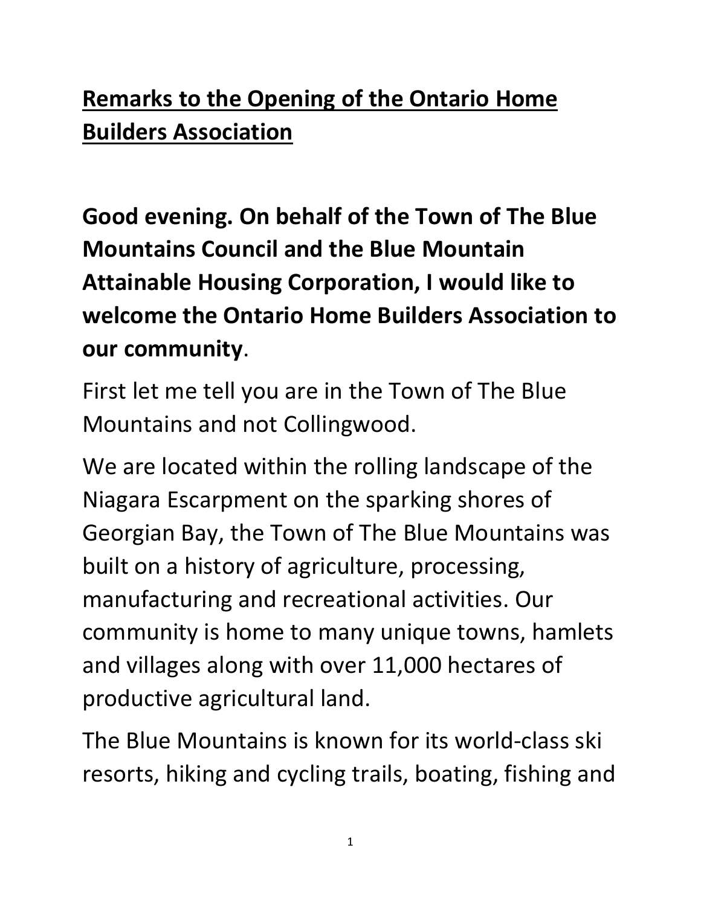# **Remarks to the Opening of the Ontario Home Builders Association**

**Good evening. On behalf of the Town of The Blue Mountains Council and the Blue Mountain Attainable Housing Corporation, I would like to welcome the Ontario Home Builders Association to our community**.

First let me tell you are in the Town of The Blue Mountains and not Collingwood.

We are located within the rolling landscape of the Niagara Escarpment on the sparking shores of Georgian Bay, the Town of The Blue Mountains was built on a history of agriculture, processing, manufacturing and recreational activities. Our community is home to many unique towns, hamlets and villages along with over 11,000 hectares of productive agricultural land.

The Blue Mountains is known for its world-class ski resorts, hiking and cycling trails, boating, fishing and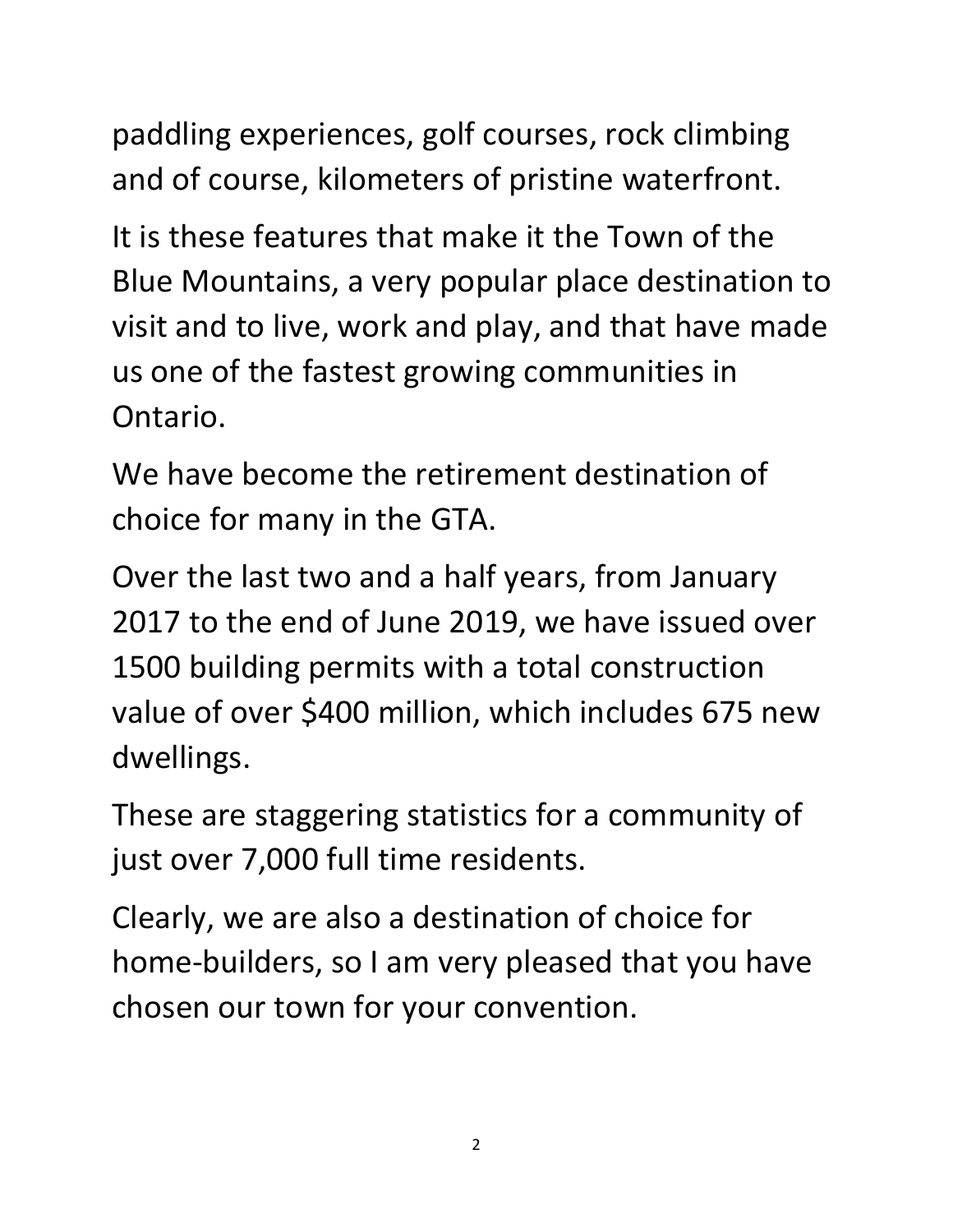paddling experiences, golf courses, rock climbing and of course, kilometers of pristine waterfront.

It is these features that make it the Town of the Blue Mountains, a very popular place destination to visit and to live, work and play, and that have made us one of the fastest growing communities in Ontario.

We have become the retirement destination of choice for many in the GTA.

Over the last two and a half years, from January 2017 to the end of June 2019, we have issued over 1500 building permits with a total construction value of over $400 million, which includes 675 new dwellings.

These are staggering statistics for a community of just over 7,000 full time residents.

Clearly, we are also a destination of choice for home-builders, so I am very pleased that you have chosen our town for your convention.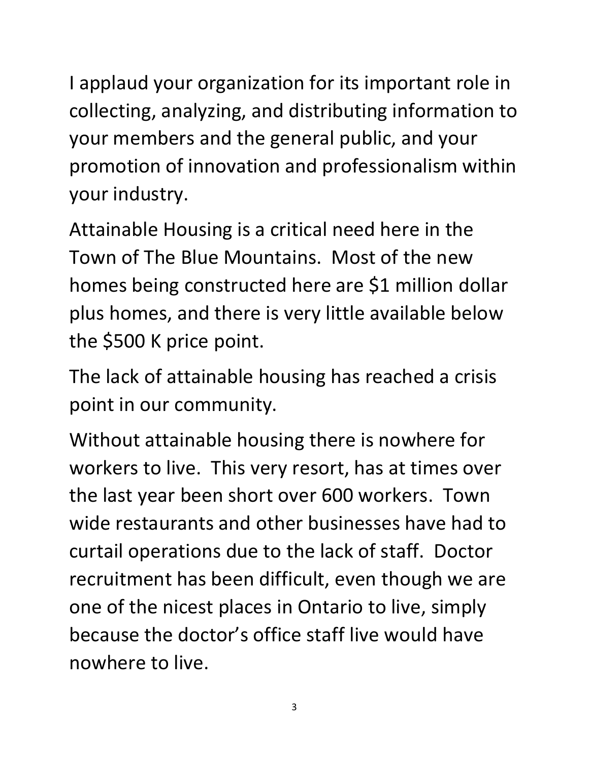I applaud your organization for its important role in collecting, analyzing, and distributing information to your members and the general public, and your promotion of innovation and professionalism within your industry.

Attainable Housing is a critical need here in the Town of The Blue Mountains. Most of the new homes being constructed here are $1 million dollar plus homes, and there is very little available below the $500 K price point.

The lack of attainable housing has reached a crisis point in our community.

Without attainable housing there is nowhere for workers to live. This very resort, has at times over the last year been short over 600 workers. Town wide restaurants and other businesses have had to curtail operations due to the lack of staff. Doctor recruitment has been difficult, even though we are one of the nicest places in Ontario to live, simply because the doctor's office staff live would have nowhere to live.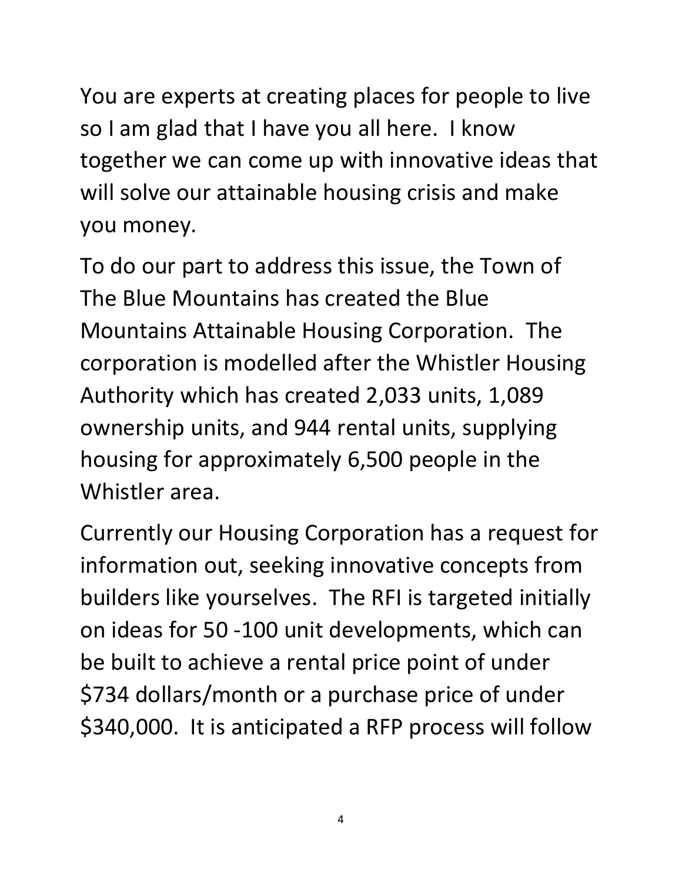You are experts at creating places for people to live so I am glad that I have you all here. I know together we can come up with innovative ideas that will solve our attainable housing crisis and make you money.

To do our part to address this issue, the Town of The Blue Mountains has created the Blue Mountains Attainable Housing Corporation. The corporation is modelled after the Whistler Housing Authority which has created 2,033 units, 1,089 ownership units, and 944 rental units, supplying housing for approximately 6,500 people in the Whistler area.

Currently our Housing Corporation has a request for information out, seeking innovative concepts from builders like yourselves. The RFI is targeted initially on ideas for 50 -100 unit developments, which can be built to achieve a rental price point of under $734 dollars/month or a purchase price of under $340,000. It is anticipated a RFP process will follow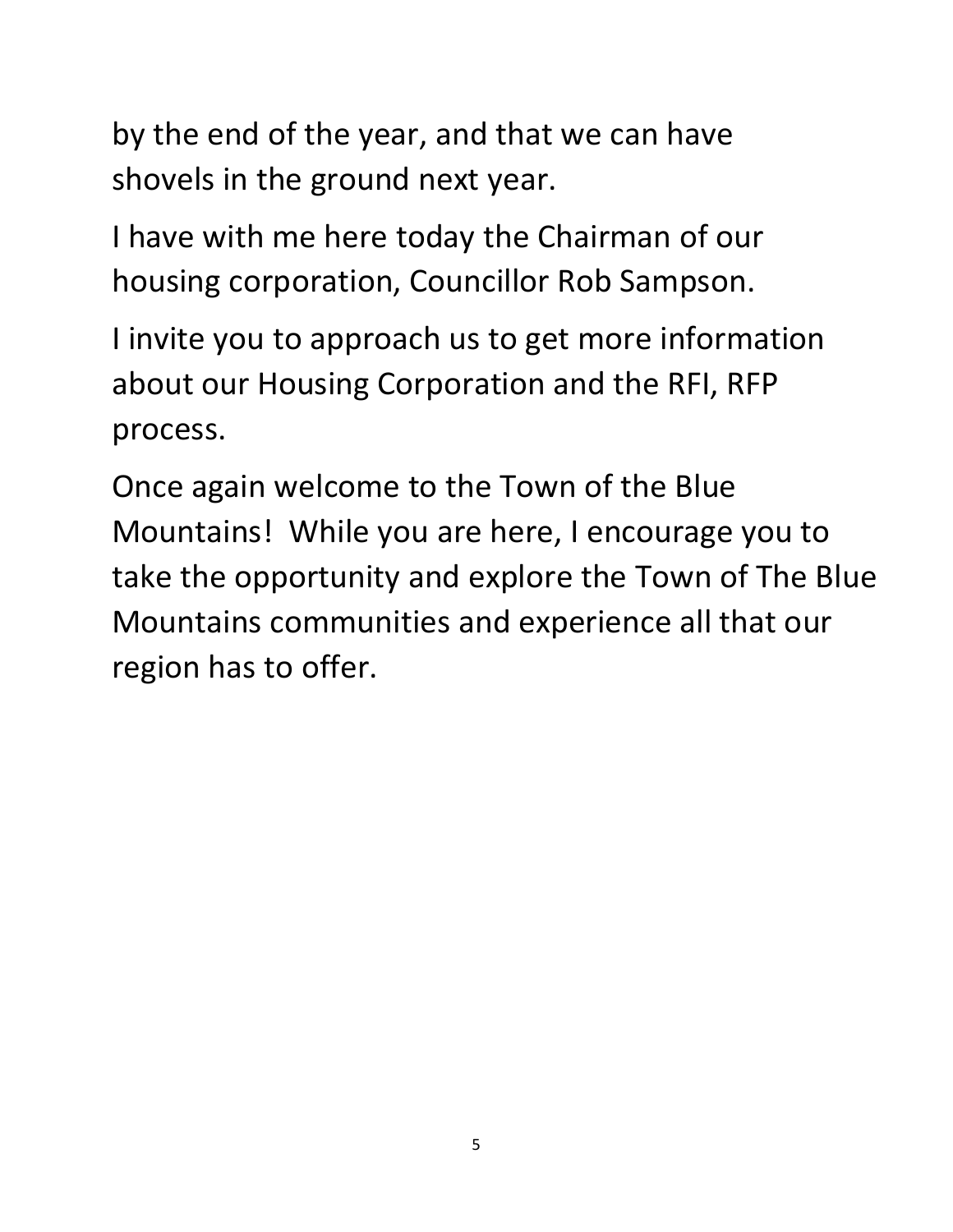by the end of the year, and that we can have shovels in the ground next year.

I have with me here today the Chairman of our housing corporation, Councillor Rob Sampson.

I invite you to approach us to get more information about our Housing Corporation and the RFI, RFP process.

Once again welcome to the Town of the Blue Mountains! While you are here, I encourage you to take the opportunity and explore the Town of The Blue Mountains communities and experience all that our region has to offer.